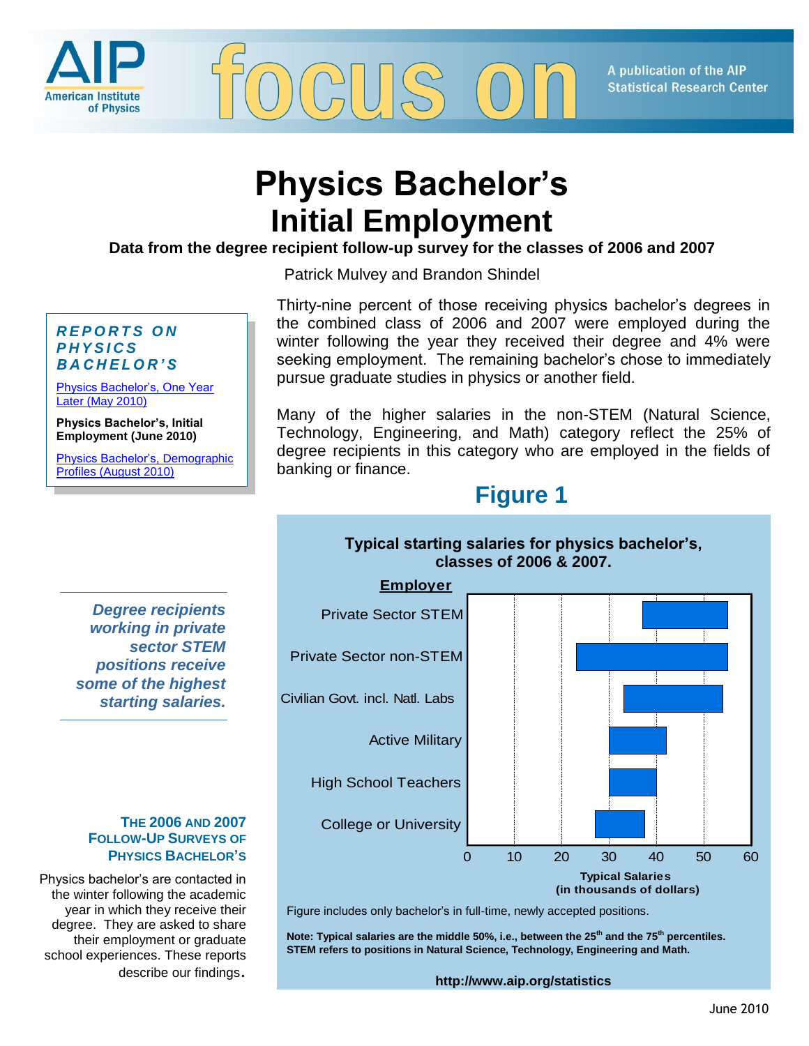AIP American Institute of Physics — focus on — A publication of the AIP Statistical Research Center

# Physics Bachelor's Initial Employment

**Data from the degree recipient follow-up survey for the classes of 2006 and 2007**

Patrick Mulvey and Brandon Shindel

***REPORTS ON PHYSICS BACHELOR'S***

Physics Bachelor's, One Year Later (May 2010)

**Physics Bachelor's, Initial Employment (June 2010)**

Physics Bachelor's, Demographic Profiles (August 2010)

Thirty-nine percent of those receiving physics bachelor's degrees in the combined class of 2006 and 2007 were employed during the winter following the year they received their degree and 4% were seeking employment. The remaining bachelor's chose to immediately pursue graduate studies in physics or another field.

Many of the higher salaries in the non-STEM (Natural Science, Technology, Engineering, and Math) category reflect the 25% of degree recipients in this category who are employed in the fields of banking or finance.

***Degree recipients working in private sector STEM positions receive some of the highest starting salaries.***

## Figure 1

**Typical starting salaries for physics bachelor's, classes of 2006 & 2007.**

| Employer | Typical Salaries (in thousands of dollars) |
|---|---|
| Private Sector STEM | ~37–55 |
| Private Sector non-STEM | ~23–55 |
| Civilian Govt. incl. Natl. Labs | ~33–54 |
| Active Military | ~30–42 |
| High School Teachers | ~30–40 |
| College or University | ~27–38 |

Figure includes only bachelor's in full-time, newly accepted positions.

**Note: Typical salaries are the middle 50%, i.e., between the 25th and the 75th percentiles. STEM refers to positions in Natural Science, Technology, Engineering and Math.**

**http://www.aip.org/statistics**

### THE 2006 AND 2007 FOLLOW-UP SURVEYS OF PHYSICS BACHELOR'S

Physics bachelor's are contacted in the winter following the academic year in which they receive their degree. They are asked to share their employment or graduate school experiences. These reports describe our findings.

June 2010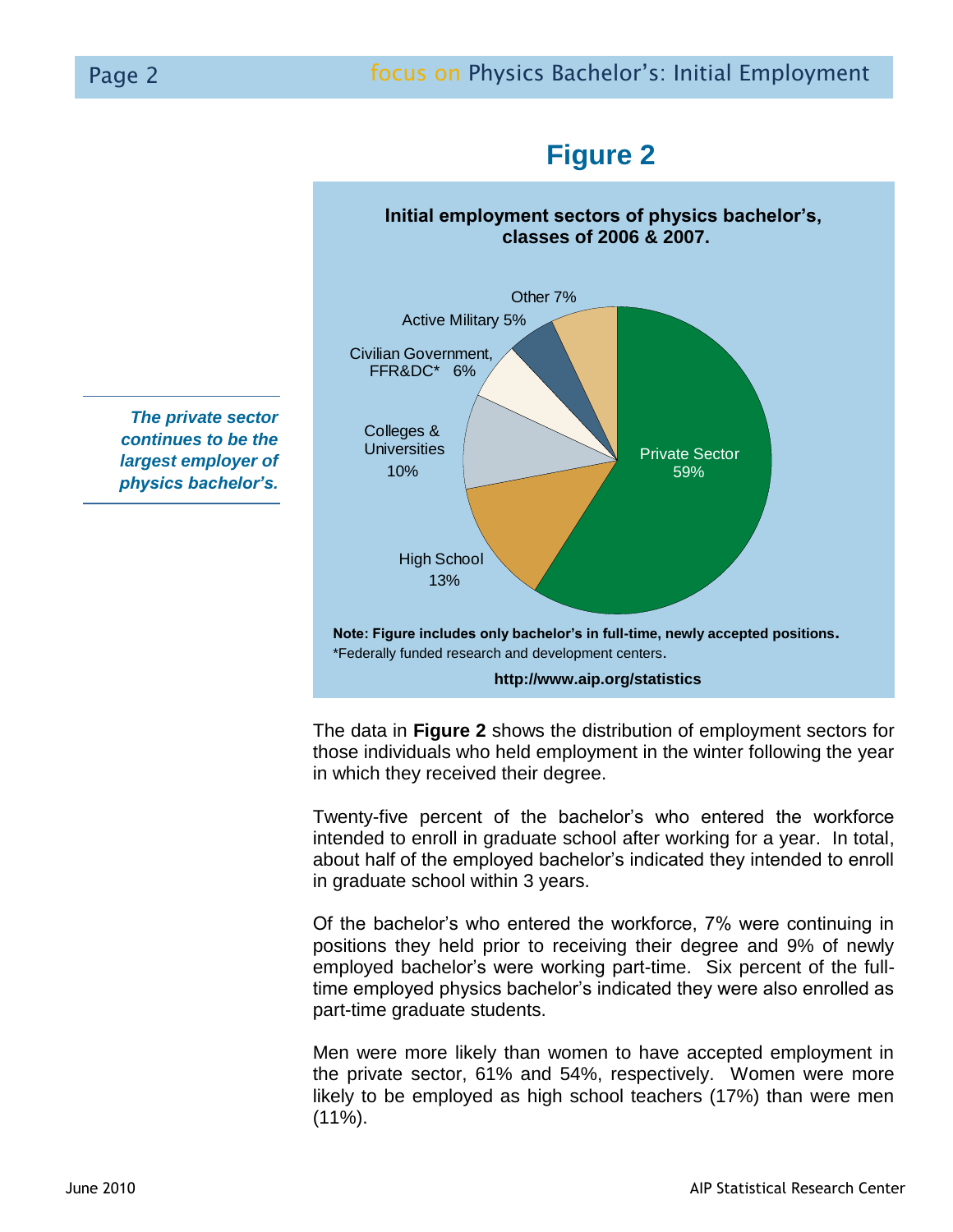## Figure 2

**Initial employment sectors of physics bachelor's, classes of 2006 & 2007.**

| Sector | Percent |
|---|---|
| Private Sector | 59% |
| High School | 13% |
| Colleges & Universities | 10% |
| Civilian Government, FFR&DC* | 6% |
| Active Military | 5% |
| Other | 7% |

**Note: Figure includes only bachelor's in full-time, newly accepted positions.**
*Federally funded research and development centers.

**http://www.aip.org/statistics**

***The private sector continues to be the largest employer of physics bachelor's.***

The data in **Figure 2** shows the distribution of employment sectors for those individuals who held employment in the winter following the year in which they received their degree.

Twenty-five percent of the bachelor's who entered the workforce intended to enroll in graduate school after working for a year. In total, about half of the employed bachelor's indicated they intended to enroll in graduate school within 3 years.

Of the bachelor's who entered the workforce, 7% were continuing in positions they held prior to receiving their degree and 9% of newly employed bachelor's were working part-time. Six percent of the full-time employed physics bachelor's indicated they were also enrolled as part-time graduate students.

Men were more likely than women to have accepted employment in the private sector, 61% and 54%, respectively. Women were more likely to be employed as high school teachers (17%) than were men (11%).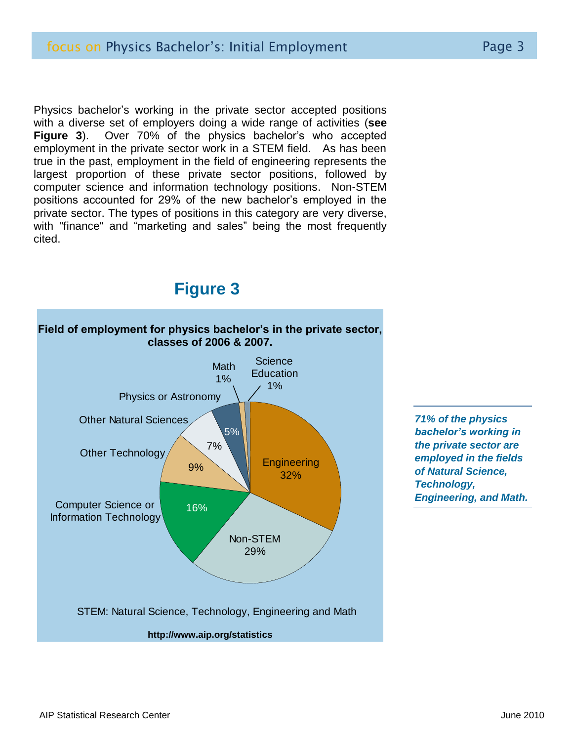Physics bachelor's working in the private sector accepted positions with a diverse set of employers doing a wide range of activities (**see Figure 3**). Over 70% of the physics bachelor's who accepted employment in the private sector work in a STEM field. As has been true in the past, employment in the field of engineering represents the largest proportion of these private sector positions, followed by computer science and information technology positions. Non-STEM positions accounted for 29% of the new bachelor's employed in the private sector. The types of positions in this category are very diverse, with "finance" and "marketing and sales" being the most frequently cited.

## Figure 3

**Field of employment for physics bachelor's in the private sector, classes of 2006 & 2007.**

| Field | Percent |
| --- | --- |
| Engineering | 32% |
| Non-STEM | 29% |
| Computer Science or Information Technology | 16% |
| Other Technology | 9% |
| Other Natural Sciences | 7% |
| Physics or Astronomy | 5% |
| Math | 1% |
| Science Education | 1% |

STEM: Natural Science, Technology, Engineering and Math

**http://www.aip.org/statistics**

***71% of the physics bachelor's working in the private sector are employed in the fields of Natural Science, Technology, Engineering, and Math.***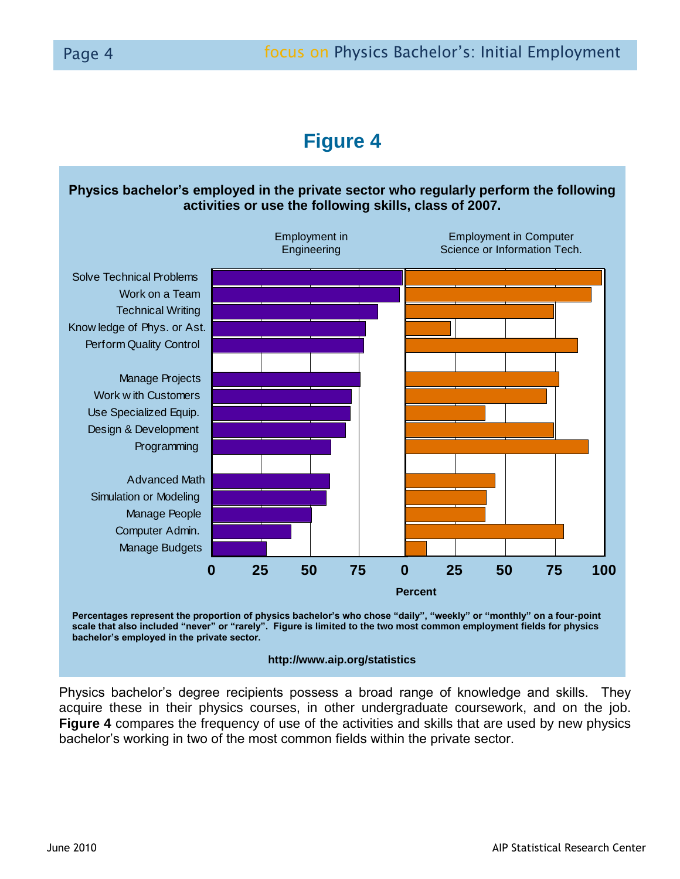# Figure 4

**Physics bachelor's employed in the private sector who regularly perform the following activities or use the following skills, class of 2007.**

| | Employment in Engineering | Employment in Computer Science or Information Tech. |
|---|---|---|
| Solve Technical Problems | | |
| Work on a Team | | |
| Technical Writing | | |
| Knowledge of Phys. or Ast. | | |
| Perform Quality Control | | |
| Manage Projects | | |
| Work with Customers | | |
| Use Specialized Equip. | | |
| Design & Development | | |
| Programming | | |
| Advanced Math | | |
| Simulation or Modeling | | |
| Manage People | | |
| Computer Admin. | | |
| Manage Budgets | | |

Percent

**Percentages represent the proportion of physics bachelor's who chose "daily", "weekly" or "monthly" on a four-point scale that also included "never" or "rarely". Figure is limited to the two most common employment fields for physics bachelor's employed in the private sector.**

**http://www.aip.org/statistics**

Physics bachelor's degree recipients possess a broad range of knowledge and skills. They acquire these in their physics courses, in other undergraduate coursework, and on the job. **Figure 4** compares the frequency of use of the activities and skills that are used by new physics bachelor's working in two of the most common fields within the private sector.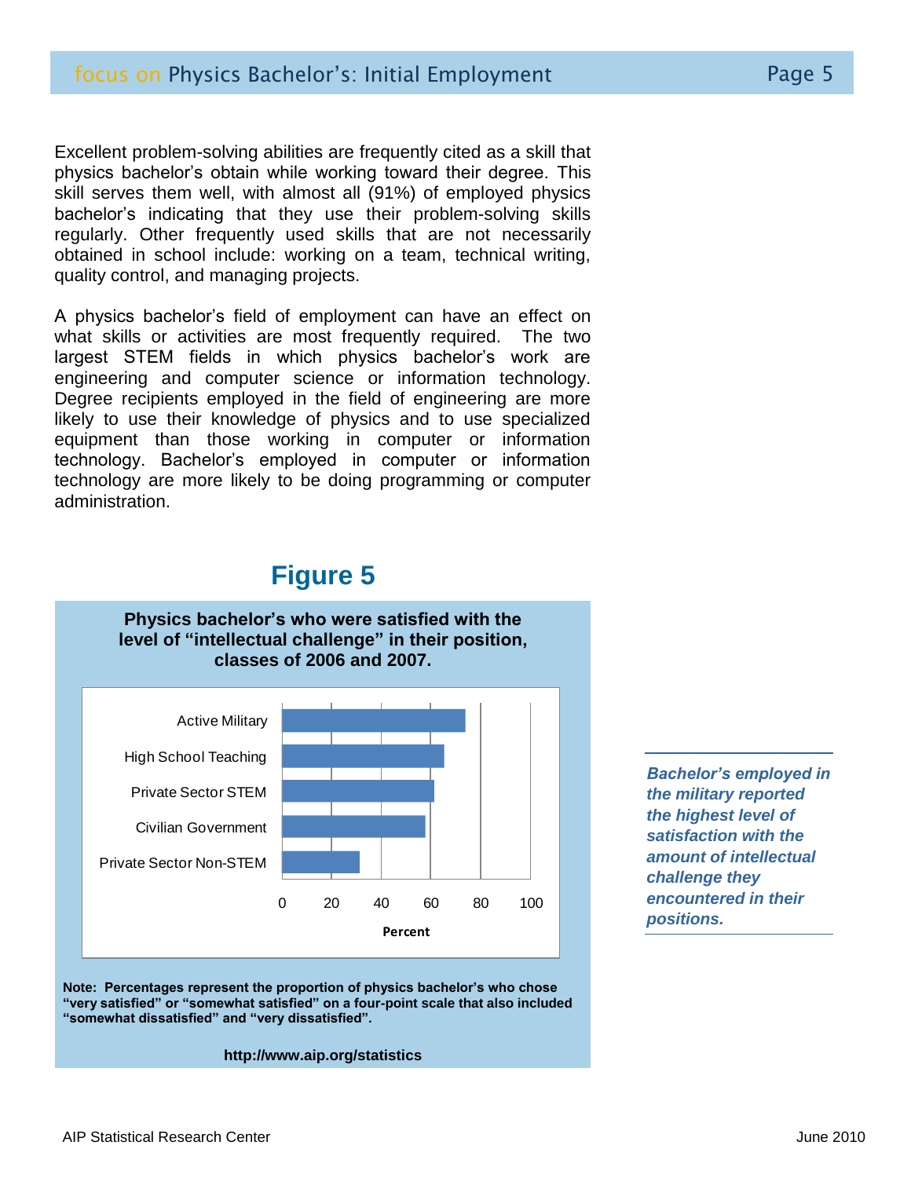Excellent problem-solving abilities are frequently cited as a skill that physics bachelor's obtain while working toward their degree. This skill serves them well, with almost all (91%) of employed physics bachelor's indicating that they use their problem-solving skills regularly. Other frequently used skills that are not necessarily obtained in school include: working on a team, technical writing, quality control, and managing projects.

A physics bachelor's field of employment can have an effect on what skills or activities are most frequently required. The two largest STEM fields in which physics bachelor's work are engineering and computer science or information technology. Degree recipients employed in the field of engineering are more likely to use their knowledge of physics and to use specialized equipment than those working in computer or information technology. Bachelor's employed in computer or information technology are more likely to be doing programming or computer administration.

## Figure 5

**Physics bachelor's who were satisfied with the level of "intellectual challenge" in their position, classes of 2006 and 2007.**

Active Military

High School Teaching

Private Sector STEM

Civilian Government

Private Sector Non-STEM

0 20 40 60 80 100

**Percent**

**Note: Percentages represent the proportion of physics bachelor's who chose "very satisfied" or "somewhat satisfied" on a four-point scale that also included "somewhat dissatisfied" and "very dissatisfied".**

**http://www.aip.org/statistics**

***Bachelor's employed in the military reported the highest level of satisfaction with the amount of intellectual challenge they encountered in their positions.***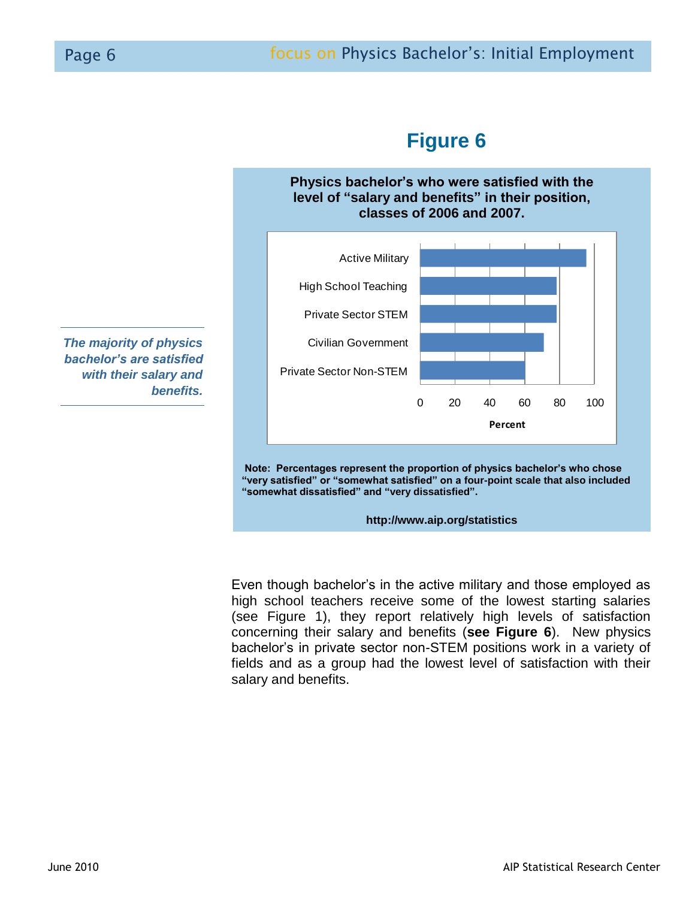## Figure 6

**Physics bachelor's who were satisfied with the level of "salary and benefits" in their position, classes of 2006 and 2007.**

Active Military
High School Teaching
Private Sector STEM
Civilian Government
Private Sector Non-STEM

0 20 40 60 80 100

Percent

**Note: Percentages represent the proportion of physics bachelor's who chose "very satisfied" or "somewhat satisfied" on a four-point scale that also included "somewhat dissatisfied" and "very dissatisfied".**

**http://www.aip.org/statistics**

***The majority of physics bachelor's are satisfied with their salary and benefits.***

Even though bachelor's in the active military and those employed as high school teachers receive some of the lowest starting salaries (see Figure 1), they report relatively high levels of satisfaction concerning their salary and benefits (**see Figure 6**). New physics bachelor's in private sector non-STEM positions work in a variety of fields and as a group had the lowest level of satisfaction with their salary and benefits.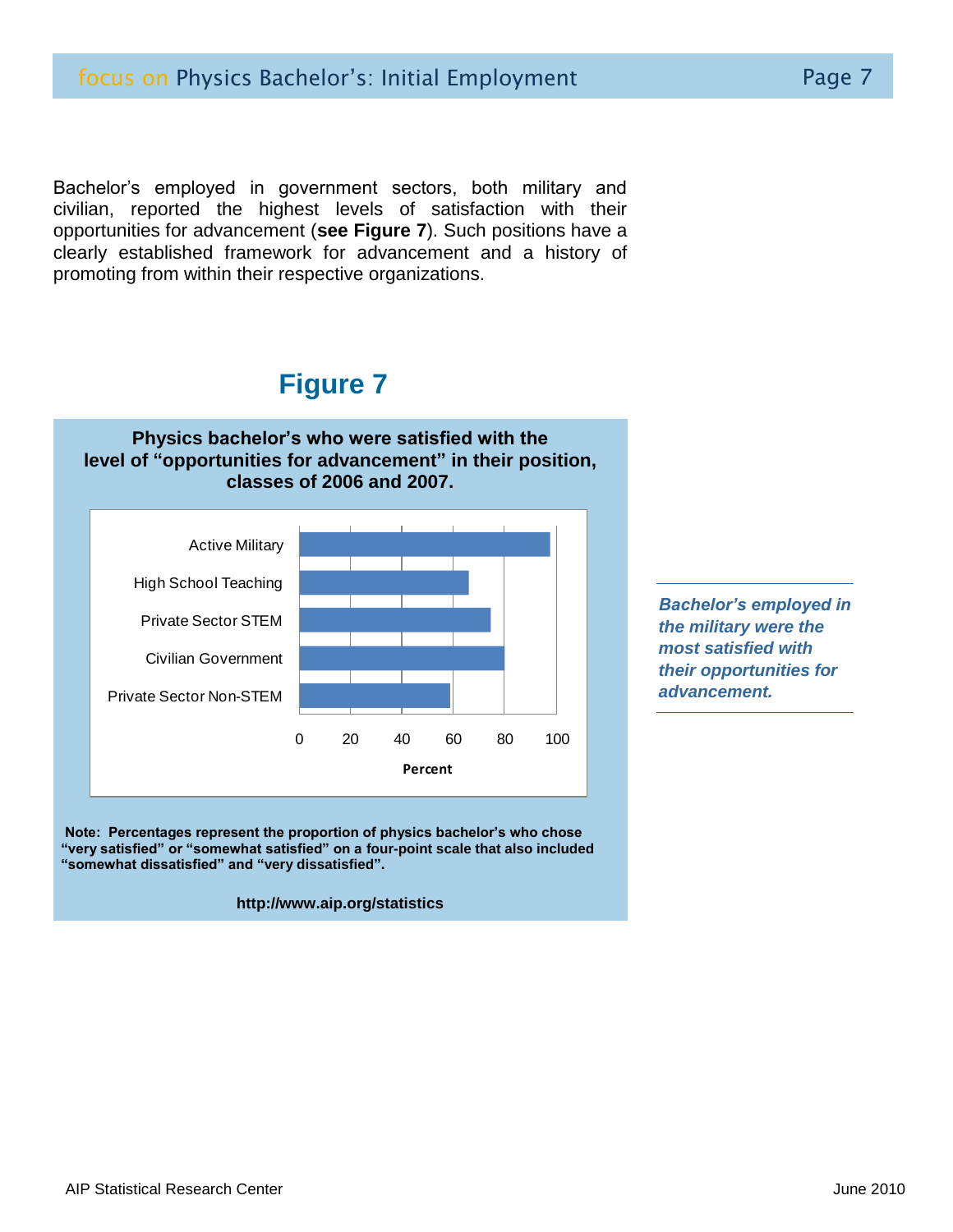Bachelor's employed in government sectors, both military and civilian, reported the highest levels of satisfaction with their opportunities for advancement (**see Figure 7**). Such positions have a clearly established framework for advancement and a history of promoting from within their respective organizations.

## Figure 7

**Physics bachelor's who were satisfied with the level of "opportunities for advancement" in their position, classes of 2006 and 2007.**

Active Military

High School Teaching

Private Sector STEM

Civilian Government

Private Sector Non-STEM

0 20 40 60 80 100

Percent

**Note: Percentages represent the proportion of physics bachelor's who chose "very satisfied" or "somewhat satisfied" on a four-point scale that also included "somewhat dissatisfied" and "very dissatisfied".**

**http://www.aip.org/statistics**

***Bachelor's employed in the military were the most satisfied with their opportunities for advancement.***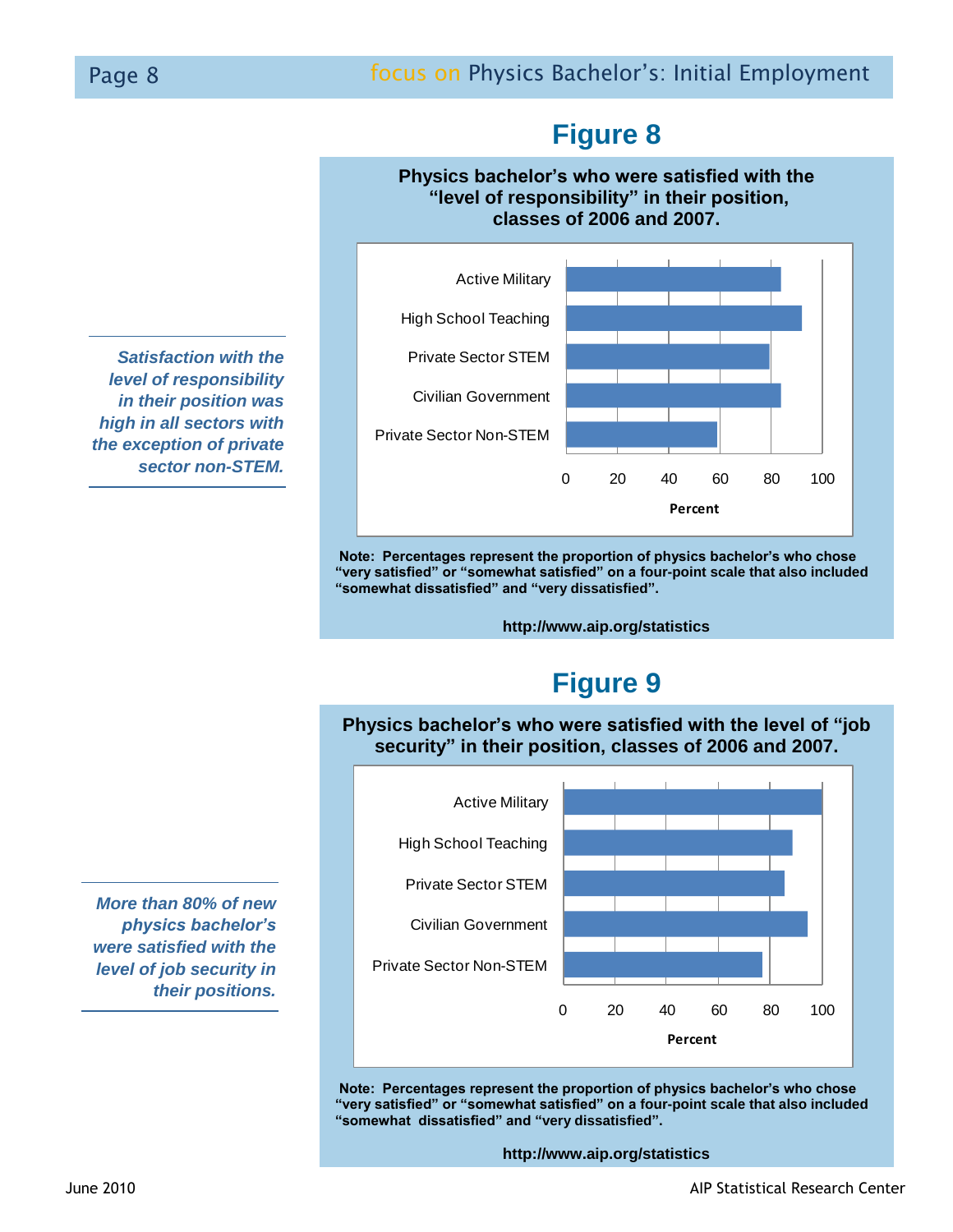*Satisfaction with the level of responsibility in their position was high in all sectors with the exception of private sector non-STEM.*

## Figure 8

**Physics bachelor's who were satisfied with the "level of responsibility" in their position, classes of 2006 and 2007.**

Active Military
High School Teaching
Private Sector STEM
Civilian Government
Private Sector Non-STEM

0 20 40 60 80 100

Percent

**Note: Percentages represent the proportion of physics bachelor's who chose "very satisfied" or "somewhat satisfied" on a four-point scale that also included "somewhat dissatisfied" and "very dissatisfied".**

**http://www.aip.org/statistics**

*More than 80% of new physics bachelor's were satisfied with the level of job security in their positions.*

## Figure 9

**Physics bachelor's who were satisfied with the level of "job security" in their position, classes of 2006 and 2007.**

Active Military
High School Teaching
Private Sector STEM
Civilian Government
Private Sector Non-STEM

0 20 40 60 80 100

Percent

**Note: Percentages represent the proportion of physics bachelor's who chose "very satisfied" or "somewhat satisfied" on a four-point scale that also included "somewhat dissatisfied" and "very dissatisfied".**

**http://www.aip.org/statistics**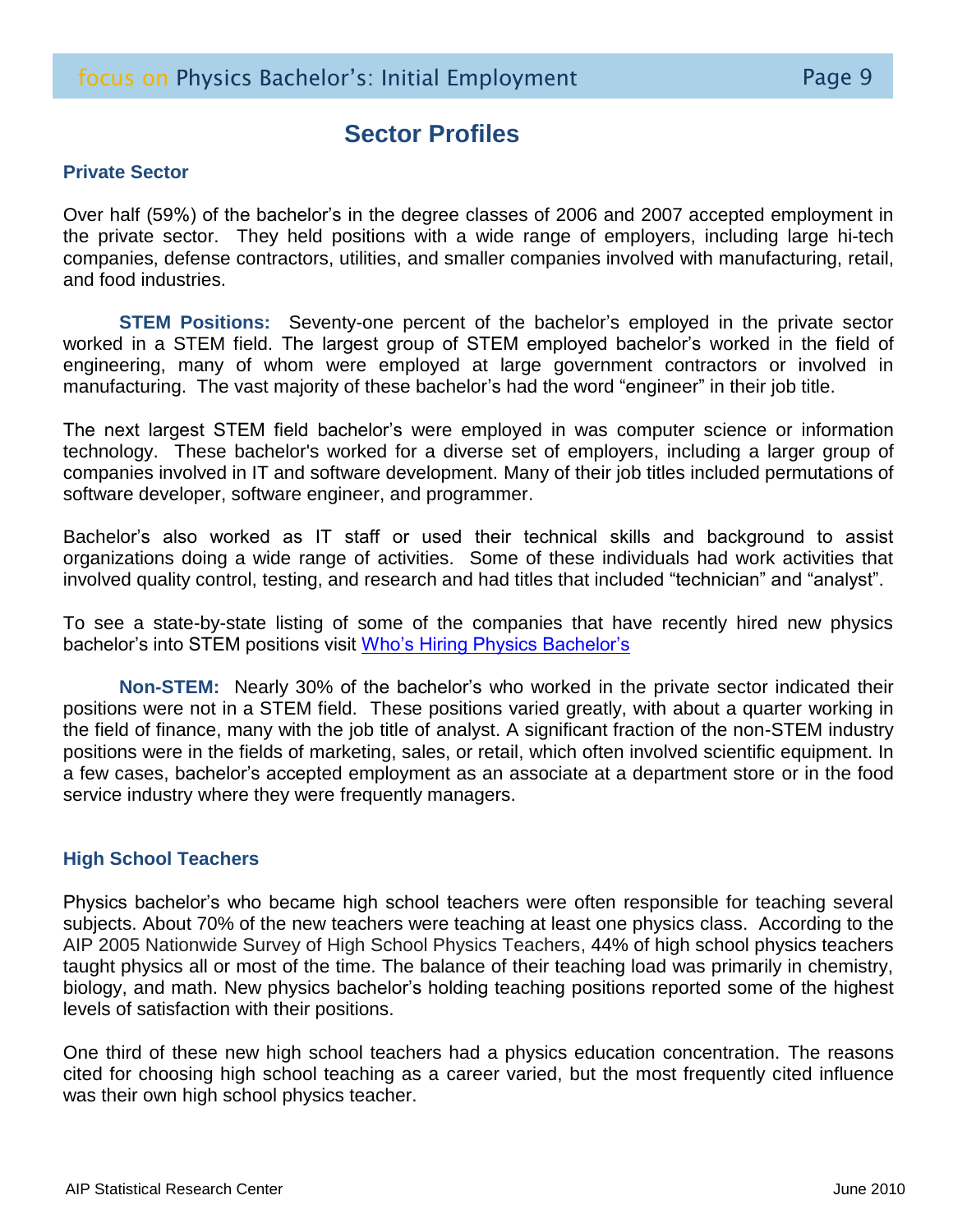# Sector Profiles

## Private Sector

Over half (59%) of the bachelor's in the degree classes of 2006 and 2007 accepted employment in the private sector. They held positions with a wide range of employers, including large hi-tech companies, defense contractors, utilities, and smaller companies involved with manufacturing, retail, and food industries.

**STEM Positions:** Seventy-one percent of the bachelor's employed in the private sector worked in a STEM field. The largest group of STEM employed bachelor's worked in the field of engineering, many of whom were employed at large government contractors or involved in manufacturing. The vast majority of these bachelor's had the word "engineer" in their job title.

The next largest STEM field bachelor's were employed in was computer science or information technology. These bachelor's worked for a diverse set of employers, including a larger group of companies involved in IT and software development. Many of their job titles included permutations of software developer, software engineer, and programmer.

Bachelor's also worked as IT staff or used their technical skills and background to assist organizations doing a wide range of activities. Some of these individuals had work activities that involved quality control, testing, and research and had titles that included "technician" and "analyst".

To see a state-by-state listing of some of the companies that have recently hired new physics bachelor's into STEM positions visit Who's Hiring Physics Bachelor's

**Non-STEM:** Nearly 30% of the bachelor's who worked in the private sector indicated their positions were not in a STEM field. These positions varied greatly, with about a quarter working in the field of finance, many with the job title of analyst. A significant fraction of the non-STEM industry positions were in the fields of marketing, sales, or retail, which often involved scientific equipment. In a few cases, bachelor's accepted employment as an associate at a department store or in the food service industry where they were frequently managers.

## High School Teachers

Physics bachelor's who became high school teachers were often responsible for teaching several subjects. About 70% of the new teachers were teaching at least one physics class. According to the AIP 2005 Nationwide Survey of High School Physics Teachers, 44% of high school physics teachers taught physics all or most of the time. The balance of their teaching load was primarily in chemistry, biology, and math. New physics bachelor's holding teaching positions reported some of the highest levels of satisfaction with their positions.

One third of these new high school teachers had a physics education concentration. The reasons cited for choosing high school teaching as a career varied, but the most frequently cited influence was their own high school physics teacher.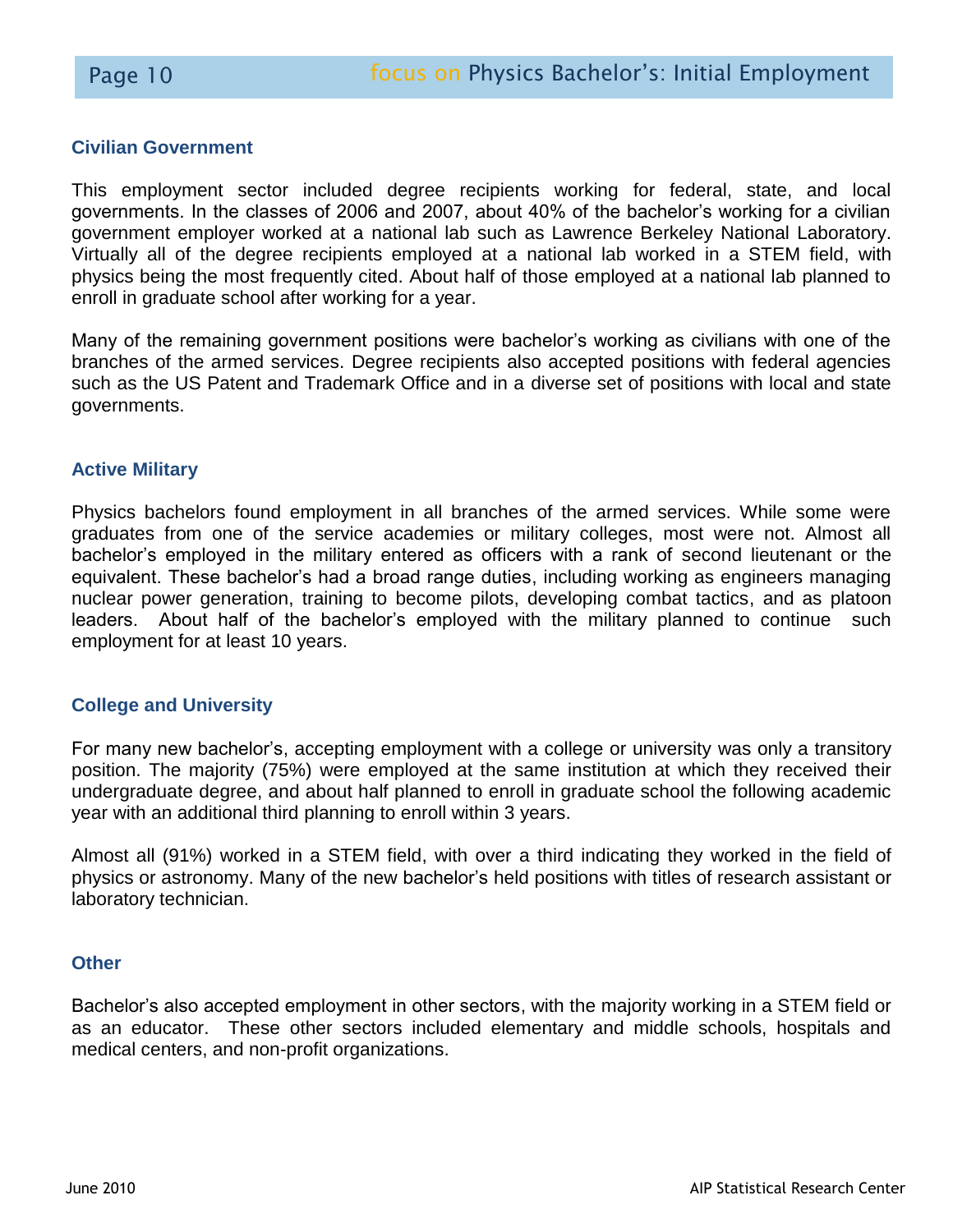## Civilian Government

This employment sector included degree recipients working for federal, state, and local governments. In the classes of 2006 and 2007, about 40% of the bachelor's working for a civilian government employer worked at a national lab such as Lawrence Berkeley National Laboratory. Virtually all of the degree recipients employed at a national lab worked in a STEM field, with physics being the most frequently cited. About half of those employed at a national lab planned to enroll in graduate school after working for a year.

Many of the remaining government positions were bachelor's working as civilians with one of the branches of the armed services. Degree recipients also accepted positions with federal agencies such as the US Patent and Trademark Office and in a diverse set of positions with local and state governments.

## Active Military

Physics bachelors found employment in all branches of the armed services. While some were graduates from one of the service academies or military colleges, most were not. Almost all bachelor's employed in the military entered as officers with a rank of second lieutenant or the equivalent. These bachelor's had a broad range duties, including working as engineers managing nuclear power generation, training to become pilots, developing combat tactics, and as platoon leaders. About half of the bachelor's employed with the military planned to continue such employment for at least 10 years.

## College and University

For many new bachelor's, accepting employment with a college or university was only a transitory position. The majority (75%) were employed at the same institution at which they received their undergraduate degree, and about half planned to enroll in graduate school the following academic year with an additional third planning to enroll within 3 years.

Almost all (91%) worked in a STEM field, with over a third indicating they worked in the field of physics or astronomy. Many of the new bachelor's held positions with titles of research assistant or laboratory technician.

## Other

Bachelor's also accepted employment in other sectors, with the majority working in a STEM field or as an educator. These other sectors included elementary and middle schools, hospitals and medical centers, and non-profit organizations.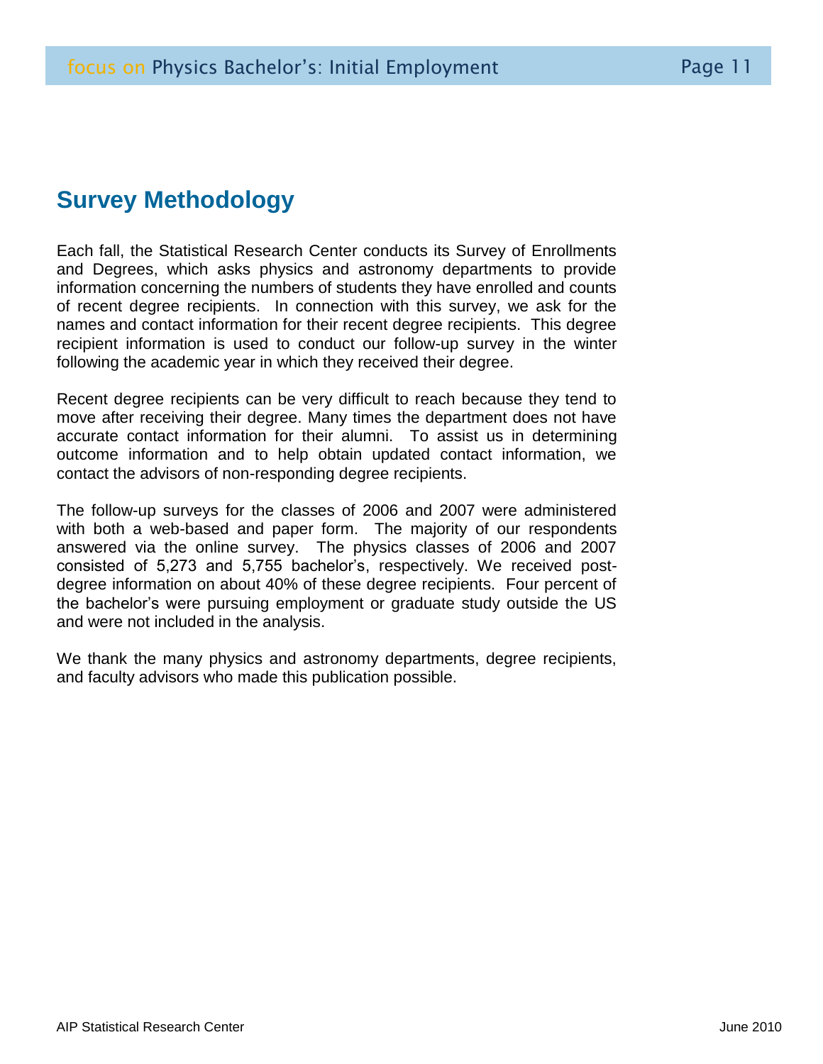## Survey Methodology

Each fall, the Statistical Research Center conducts its Survey of Enrollments and Degrees, which asks physics and astronomy departments to provide information concerning the numbers of students they have enrolled and counts of recent degree recipients. In connection with this survey, we ask for the names and contact information for their recent degree recipients. This degree recipient information is used to conduct our follow-up survey in the winter following the academic year in which they received their degree.

Recent degree recipients can be very difficult to reach because they tend to move after receiving their degree. Many times the department does not have accurate contact information for their alumni. To assist us in determining outcome information and to help obtain updated contact information, we contact the advisors of non-responding degree recipients.

The follow-up surveys for the classes of 2006 and 2007 were administered with both a web-based and paper form. The majority of our respondents answered via the online survey. The physics classes of 2006 and 2007 consisted of 5,273 and 5,755 bachelor's, respectively. We received post-degree information on about 40% of these degree recipients. Four percent of the bachelor's were pursuing employment or graduate study outside the US and were not included in the analysis.

We thank the many physics and astronomy departments, degree recipients, and faculty advisors who made this publication possible.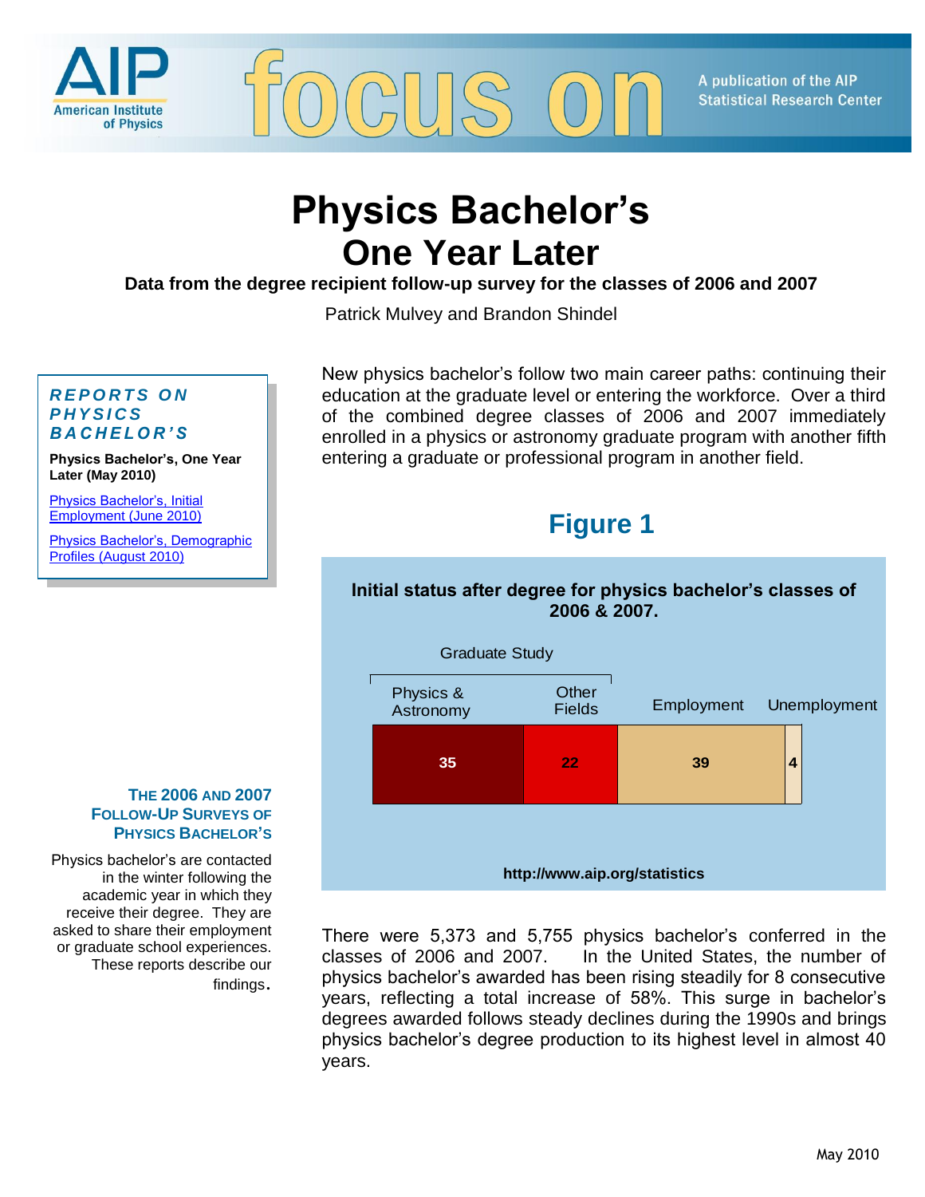AIP American Institute of Physics

# focus on

A publication of the AIP Statistical Research Center

# Physics Bachelor's One Year Later

**Data from the degree recipient follow-up survey for the classes of 2006 and 2007**

Patrick Mulvey and Brandon Shindel

### REPORTS ON PHYSICS BACHELOR'S

**Physics Bachelor's, One Year Later (May 2010)**

Physics Bachelor's, Initial Employment (June 2010)

Physics Bachelor's, Demographic Profiles (August 2010)

### THE 2006 AND 2007 FOLLOW-UP SURVEYS OF PHYSICS BACHELOR'S

Physics bachelor's are contacted in the winter following the academic year in which they receive their degree. They are asked to share their employment or graduate school experiences. These reports describe our findings.

New physics bachelor's follow two main career paths: continuing their education at the graduate level or entering the workforce. Over a third of the combined degree classes of 2006 and 2007 immediately enrolled in a physics or astronomy graduate program with another fifth entering a graduate or professional program in another field.

## Figure 1

**Initial status after degree for physics bachelor's classes of 2006 & 2007.**

| Graduate Study: Physics & Astronomy | Graduate Study: Other Fields | Employment | Unemployment |
|---|---|---|---|
| 35 | 22 | 39 | 4 |

**http://www.aip.org/statistics**

There were 5,373 and 5,755 physics bachelor's conferred in the classes of 2006 and 2007. In the United States, the number of physics bachelor's awarded has been rising steadily for 8 consecutive years, reflecting a total increase of 58%. This surge in bachelor's degrees awarded follows steady declines during the 1990s and brings physics bachelor's degree production to its highest level in almost 40 years.

May 2010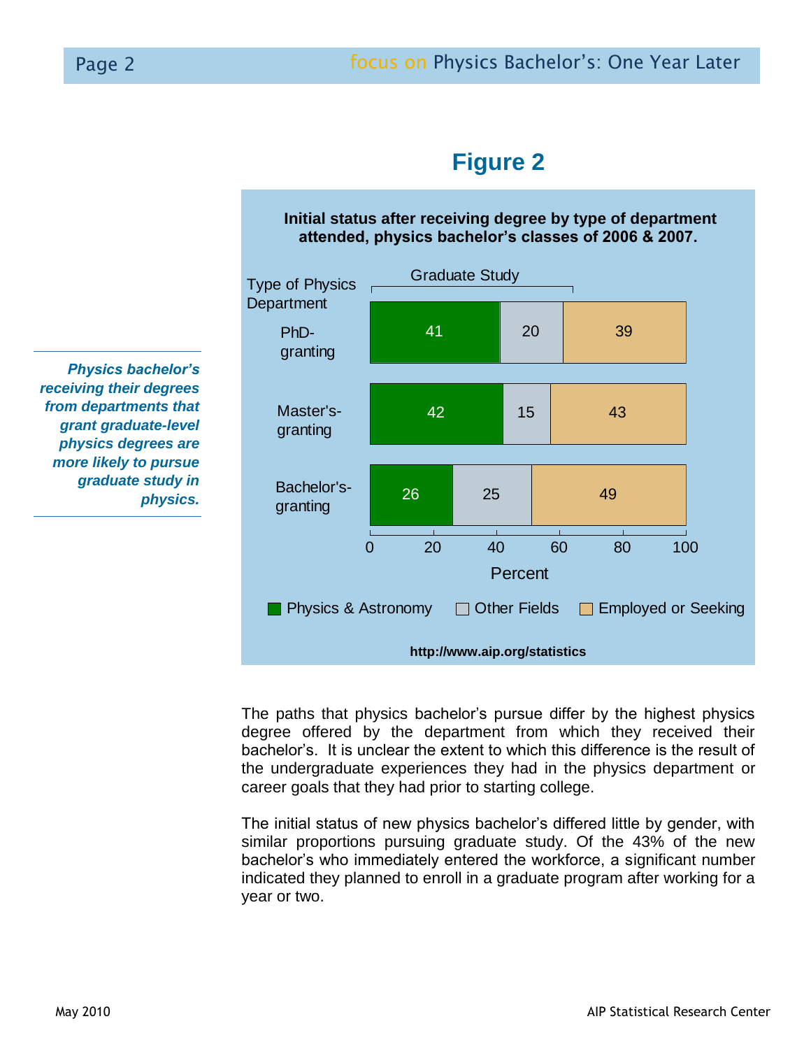## Figure 2

**Initial status after receiving degree by type of department attended, physics bachelor's classes of 2006 & 2007.**

| Type of Physics Department | Graduate Study: Physics & Astronomy | Graduate Study: Other Fields | Employed or Seeking |
|---|---|---|---|
| PhD-granting | 41 | 20 | 39 |
| Master's-granting | 42 | 15 | 43 |
| Bachelor's-granting | 26 | 25 | 49 |

Percent

http://www.aip.org/statistics

***Physics bachelor's receiving their degrees from departments that grant graduate-level physics degrees are more likely to pursue graduate study in physics.***

The paths that physics bachelor's pursue differ by the highest physics degree offered by the department from which they received their bachelor's. It is unclear the extent to which this difference is the result of the undergraduate experiences they had in the physics department or career goals that they had prior to starting college.

The initial status of new physics bachelor's differed little by gender, with similar proportions pursuing graduate study. Of the 43% of the new bachelor's who immediately entered the workforce, a significant number indicated they planned to enroll in a graduate program after working for a year or two.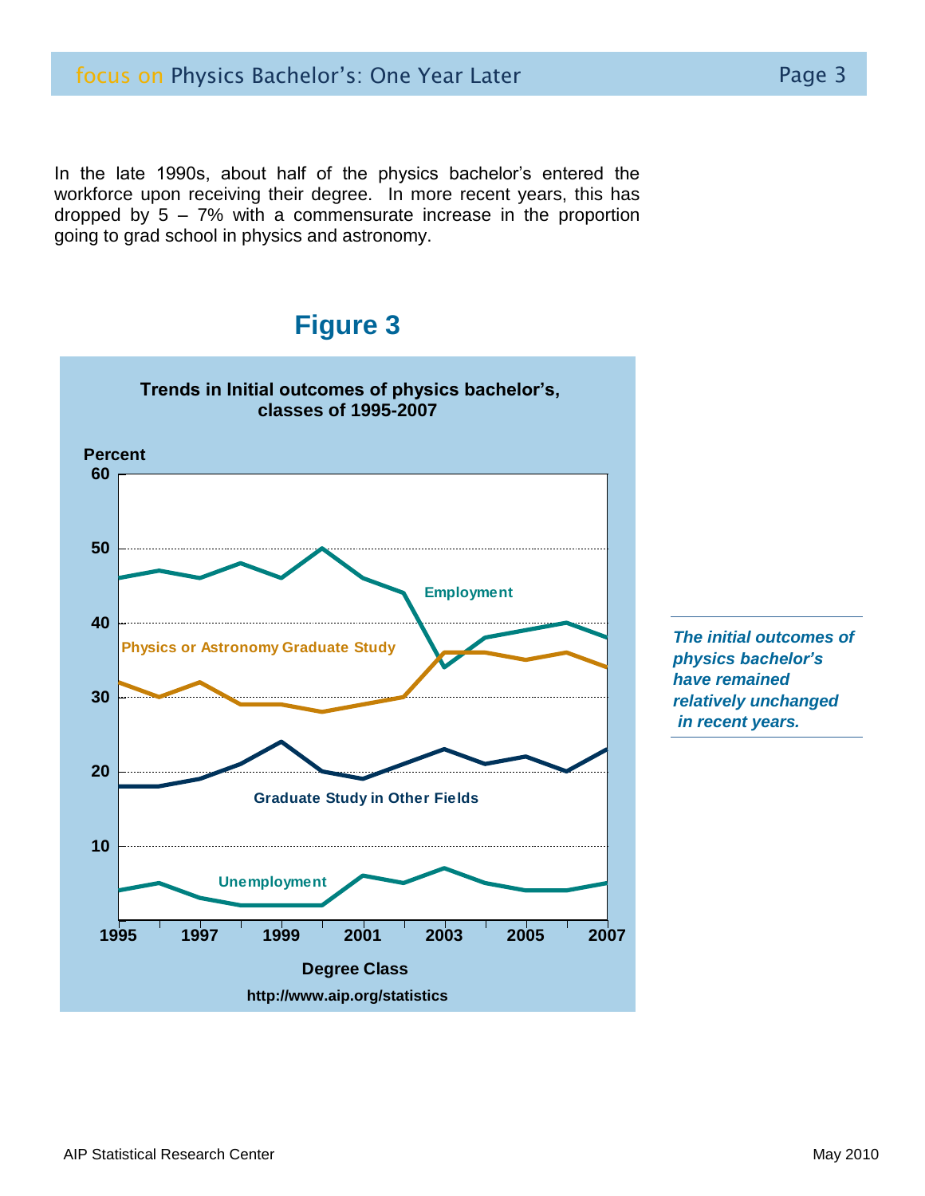In the late 1990s, about half of the physics bachelor's entered the workforce upon receiving their degree. In more recent years, this has dropped by 5 – 7% with a commensurate increase in the proportion going to grad school in physics and astronomy.

## Figure 3

**Trends in Initial outcomes of physics bachelor's, classes of 1995-2007**

Percent

Employment

Physics or Astronomy Graduate Study

Graduate Study in Other Fields

Unemployment

Degree Class

http://www.aip.org/statistics

*The initial outcomes of physics bachelor's have remained relatively unchanged in recent years.*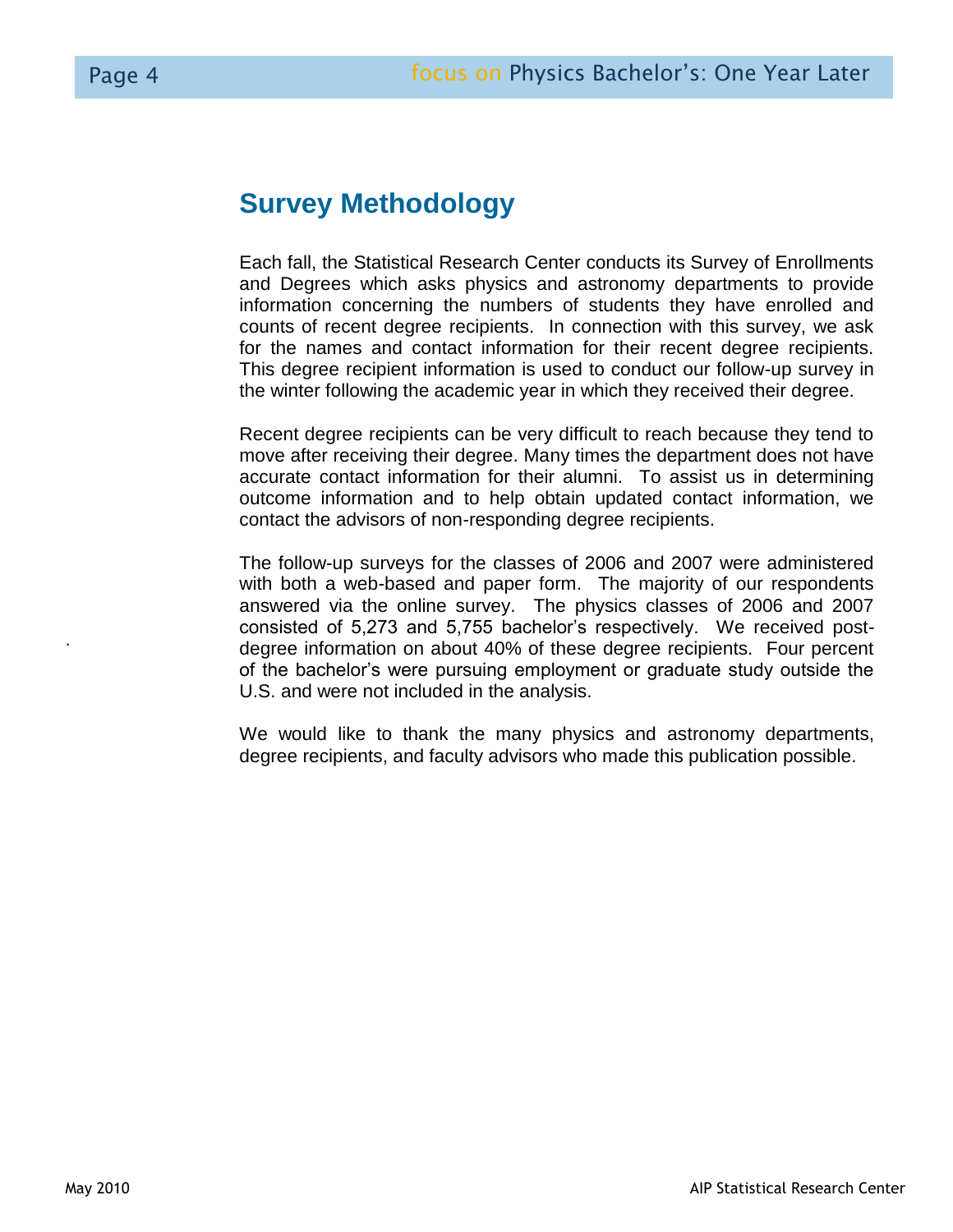## Survey Methodology

Each fall, the Statistical Research Center conducts its Survey of Enrollments and Degrees which asks physics and astronomy departments to provide information concerning the numbers of students they have enrolled and counts of recent degree recipients. In connection with this survey, we ask for the names and contact information for their recent degree recipients. This degree recipient information is used to conduct our follow-up survey in the winter following the academic year in which they received their degree.

Recent degree recipients can be very difficult to reach because they tend to move after receiving their degree. Many times the department does not have accurate contact information for their alumni. To assist us in determining outcome information and to help obtain updated contact information, we contact the advisors of non-responding degree recipients.

The follow-up surveys for the classes of 2006 and 2007 were administered with both a web-based and paper form. The majority of our respondents answered via the online survey. The physics classes of 2006 and 2007 consisted of 5,273 and 5,755 bachelor's respectively. We received post-degree information on about 40% of these degree recipients. Four percent of the bachelor's were pursuing employment or graduate study outside the U.S. and were not included in the analysis.

We would like to thank the many physics and astronomy departments, degree recipients, and faculty advisors who made this publication possible.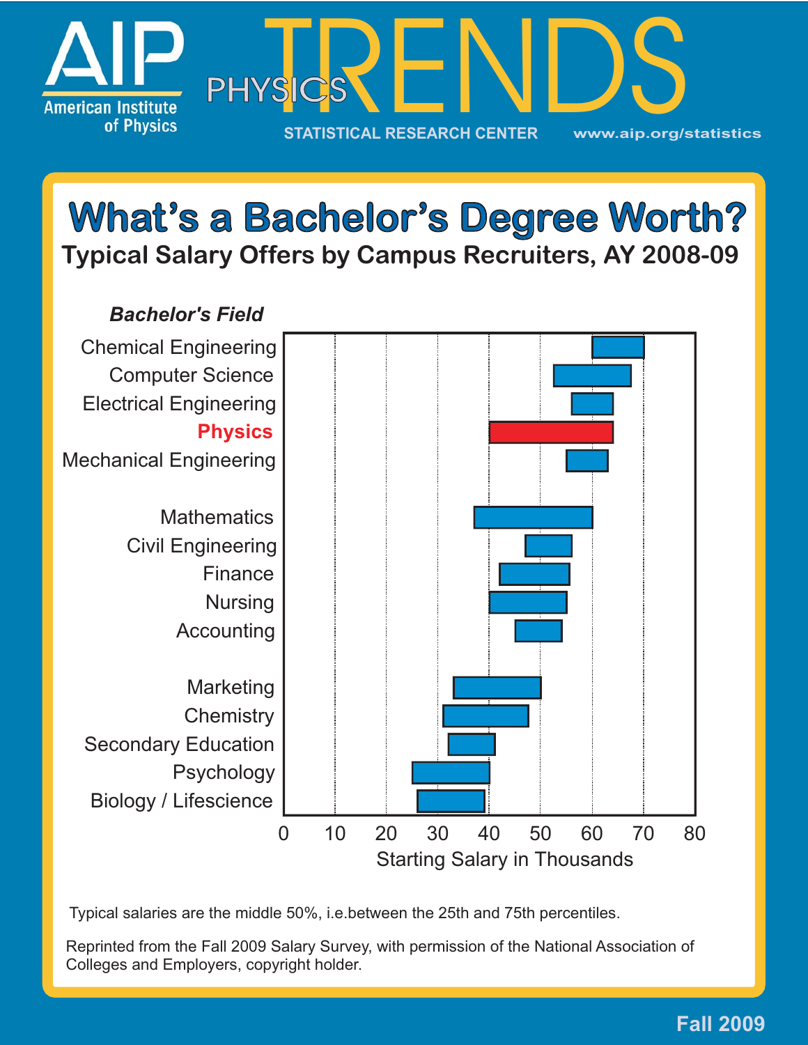# AIP American Institute of Physics

## PHYSICS TRENDS

STATISTICAL RESEARCH CENTER www.aip.org/statistics

# What's a Bachelor's Degree Worth?

## Typical Salary Offers by Campus Recruiters, AY 2008-09

| *Bachelor's Field* | Typical Starting Salary Range (Thousands) |
|---|---|
| Chemical Engineering | ~60 – 70 |
| Computer Science | ~52 – 68 |
| Electrical Engineering | ~56 – 64 |
| **Physics** | ~40 – 64 |
| Mechanical Engineering | ~55 – 63 |
| Mathematics | ~37 – 60 |
| Civil Engineering | ~47 – 56 |
| Finance | ~42 – 56 |
| Nursing | ~40 – 55 |
| Accounting | ~45 – 54 |
| Marketing | ~33 – 50 |
| Chemistry | ~31 – 48 |
| Secondary Education | ~32 – 41 |
| Psychology | ~25 – 40 |
| Biology / Lifescience | ~26 – 39 |

Starting Salary in Thousands (axis: 0, 10, 20, 30, 40, 50, 60, 70, 80)

Typical salaries are the middle 50%, i.e.between the 25th and 75th percentiles.

Reprinted from the Fall 2009 Salary Survey, with permission of the National Association of Colleges and Employers, copyright holder.

Fall 2009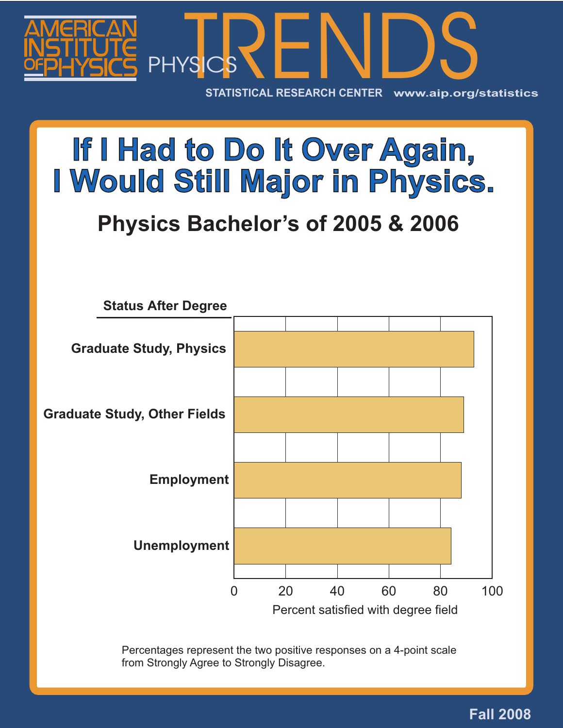AMERICAN INSTITUTE OF PHYSICS

PHYSICS TRENDS

STATISTICAL RESEARCH CENTER www.aip.org/statistics

# If I Had to Do It Over Again, I Would Still Major in Physics.

## Physics Bachelor's of 2005 & 2006

Status After Degree

Graduate Study, Physics

Graduate Study, Other Fields

Employment

Unemployment

0 20 40 60 80 100

Percent satisfied with degree field

Percentages represent the two positive responses on a 4-point scale from Strongly Agree to Strongly Disagree.

Fall 2008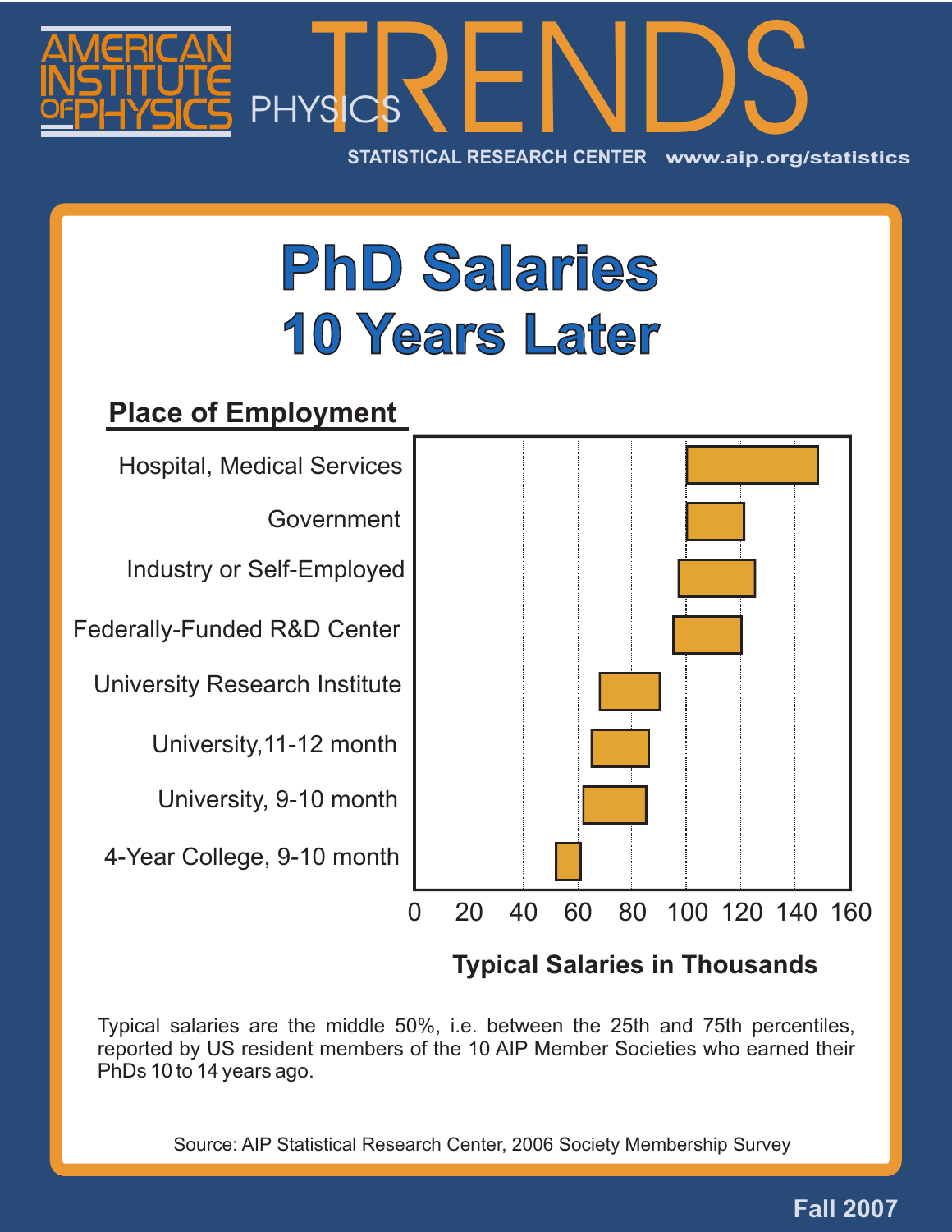AMERICAN INSTITUTE OF PHYSICS

PHYSICS TRENDS

STATISTICAL RESEARCH CENTER www.aip.org/statistics

# PhD Salaries
## 10 Years Later

**Place of Employment**

- Hospital, Medical Services
- Government
- Industry or Self-Employed
- Federally-Funded R&D Center
- University Research Institute
- University,11-12 month
- University, 9-10 month
- 4-Year College, 9-10 month

0 20 40 60 80 100 120 140 160

**Typical Salaries in Thousands**

Typical salaries are the middle 50%, i.e. between the 25th and 75th percentiles, reported by US resident members of the 10 AIP Member Societies who earned their PhDs 10 to 14 years ago.

Source: AIP Statistical Research Center, 2006 Society Membership Survey

**Fall 2007**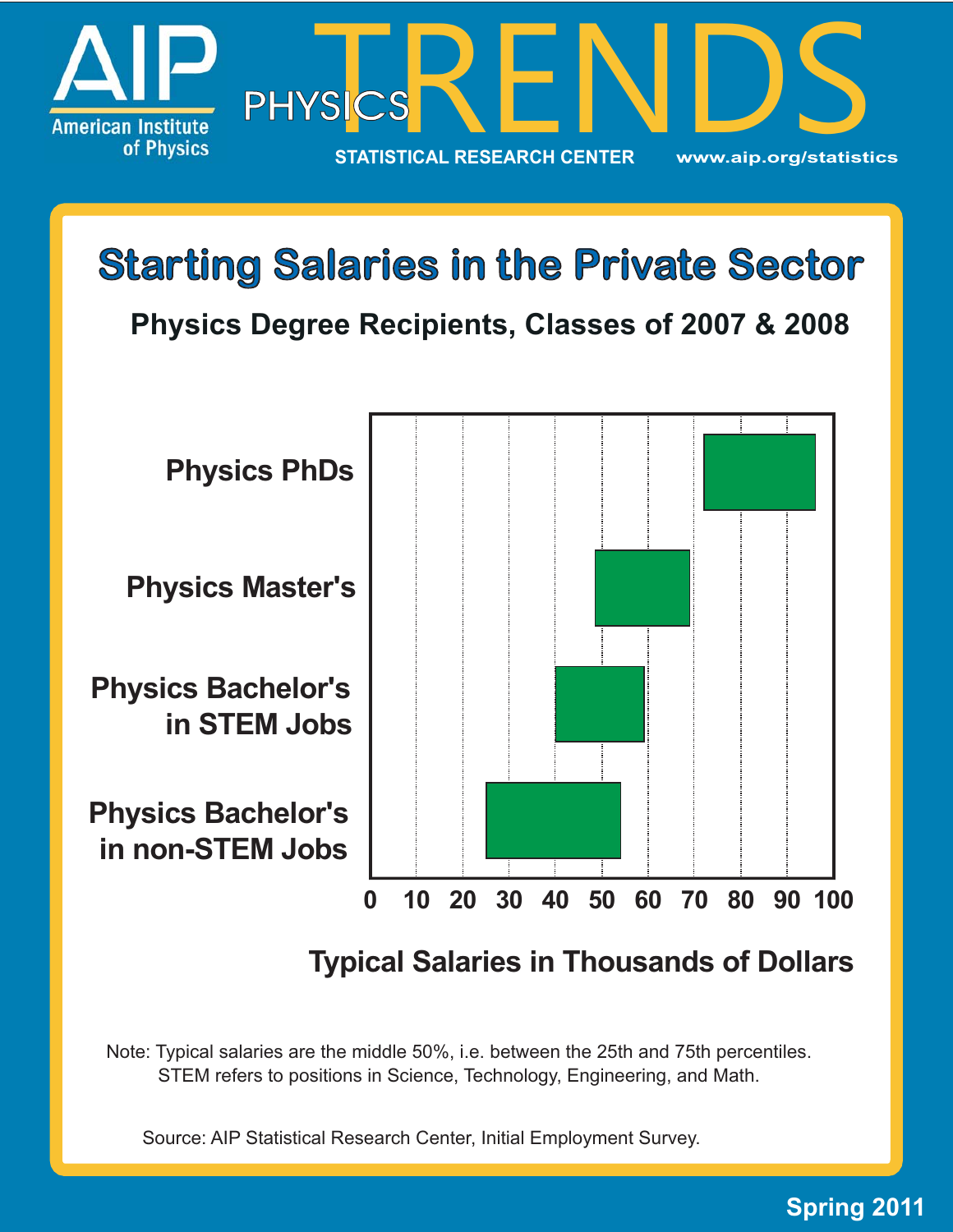# Physics TRENDS

American Institute of Physics

STATISTICAL RESEARCH CENTER    www.aip.org/statistics

## Starting Salaries in the Private Sector

### Physics Degree Recipients, Classes of 2007 & 2008

Physics PhDs

Physics Master's

Physics Bachelor's in STEM Jobs

Physics Bachelor's in non-STEM Jobs

0 10 20 30 40 50 60 70 80 90 100

Typical Salaries in Thousands of Dollars

Note: Typical salaries are the middle 50%, i.e. between the 25th and 75th percentiles.
STEM refers to positions in Science, Technology, Engineering, and Math.

Source: AIP Statistical Research Center, Initial Employment Survey.

Spring 2011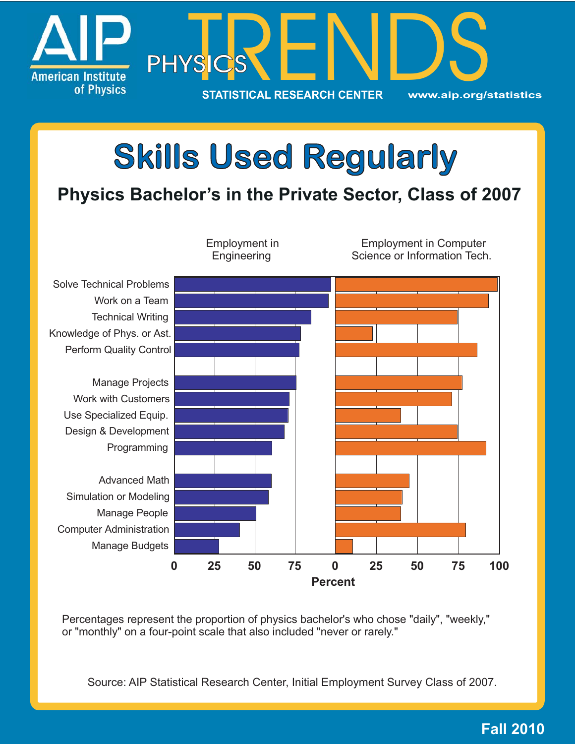# AIP PHYSICS TRENDS

American Institute of Physics

STATISTICAL RESEARCH CENTER www.aip.org/statistics

## Skills Used Regularly

### Physics Bachelor's in the Private Sector, Class of 2007

| Skill | Employment in Engineering | Employment in Computer Science or Information Tech. |
|---|---|---|
| Solve Technical Problems | | |
| Work on a Team | | |
| Technical Writing | | |
| Knowledge of Phys. or Ast. | | |
| Perform Quality Control | | |
| Manage Projects | | |
| Work with Customers | | |
| Use Specialized Equip. | | |
| Design & Development | | |
| Programming | | |
| Advanced Math | | |
| Simulation or Modeling | | |
| Manage People | | |
| Computer Administration | | |
| Manage Budgets | | |

Percent

Percentages represent the proportion of physics bachelor's who chose "daily", "weekly," or "monthly" on a four-point scale that also included "never or rarely."

Source: AIP Statistical Research Center, Initial Employment Survey Class of 2007.

Fall 2010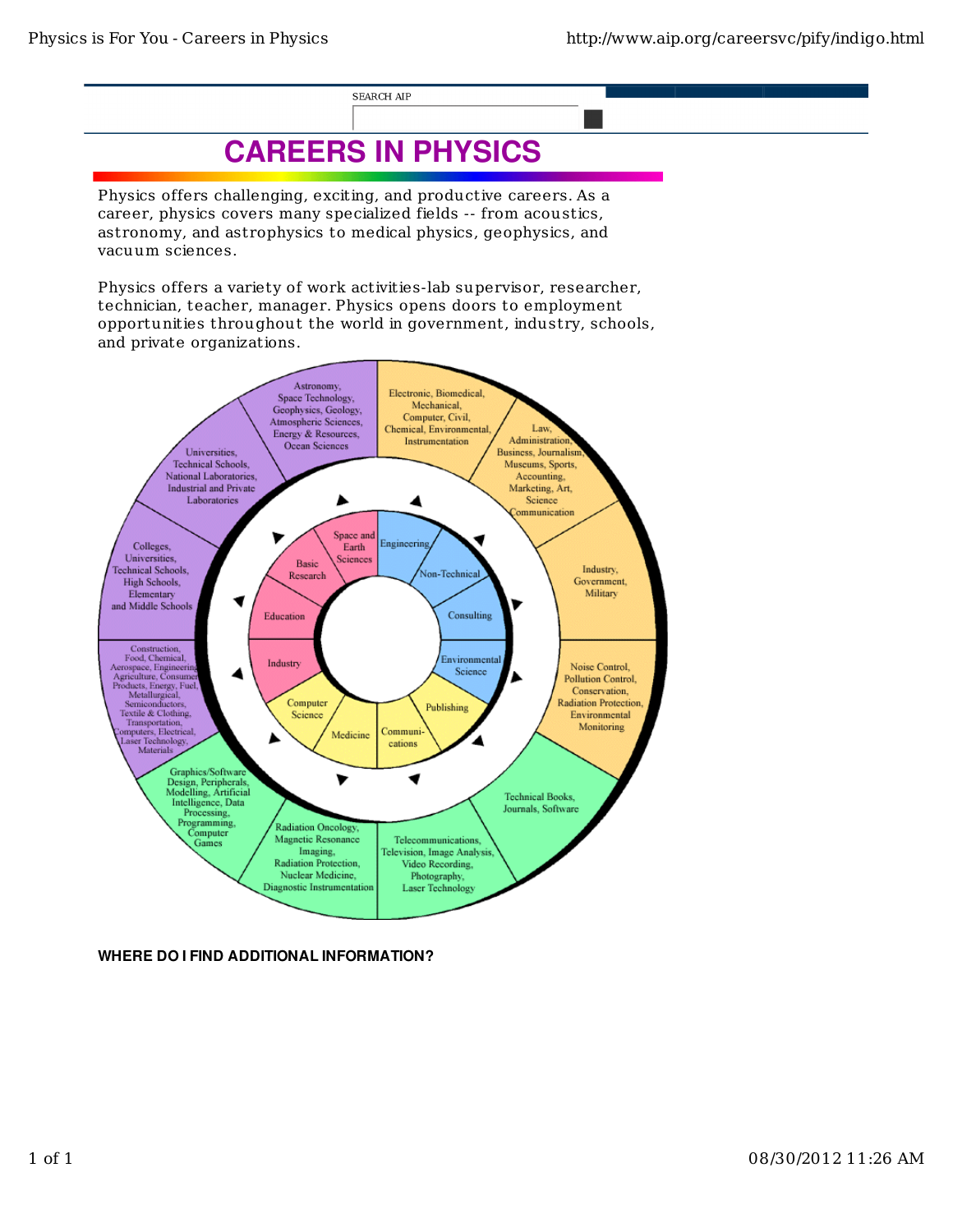# CAREERS IN PHYSICS

Physics offers challenging, exciting, and productive careers. As a career, physics covers many specialized fields -- from acoustics, astronomy, and astrophysics to medical physics, geophysics, and vacuum sciences.

Physics offers a variety of work activities-lab supervisor, researcher, technician, teacher, manager. Physics opens doors to employment opportunities throughout the world in government, industry, schools, and private organizations.

Space and Earth Sciences
Astronomy, Space Technology, Geophysics, Geology, Atmospheric Sciences, Energy & Resources, Ocean Sciences

Engineering
Electronic, Biomedical, Mechanical, Computer, Civil, Chemical, Environmental, Instrumentation

Non-Technical
Law, Administration, Business, Journalism, Museums, Sports, Accounting, Marketing, Art, Science Communication

Consulting
Industry, Government, Military

Environmental Science
Noise Control, Pollution Control, Conservation, Radiation Protection, Environmental Monitoring

Publishing
Technical Books, Journals, Software

Communi-cations
Telecommunications, Television, Image Analysis, Video Recording, Photography, Laser Technology

Medicine
Radiation Oncology, Magnetic Resonance Imaging, Radiation Protection, Nuclear Medicine, Diagnostic Instrumentation

Computer Science
Graphics/Software Design, Peripherals, Modelling, Artificial Intelligence, Data Processing, Programming, Computer Games

Industry
Construction, Food, Chemical, Aerospace, Engineering, Agriculture, Consumer Products, Energy, Fuel, Metallurgical, Semiconductors, Textile & Clothing, Transportation, Computers, Electrical, Laser Technology, Materials

Education
Colleges, Universities, Technical Schools, High Schools, Elementary and Middle Schools

Basic Research
Universities, Technical Schools, National Laboratories, Industrial and Private Laboratories

**WHERE DO I FIND ADDITIONAL INFORMATION?**